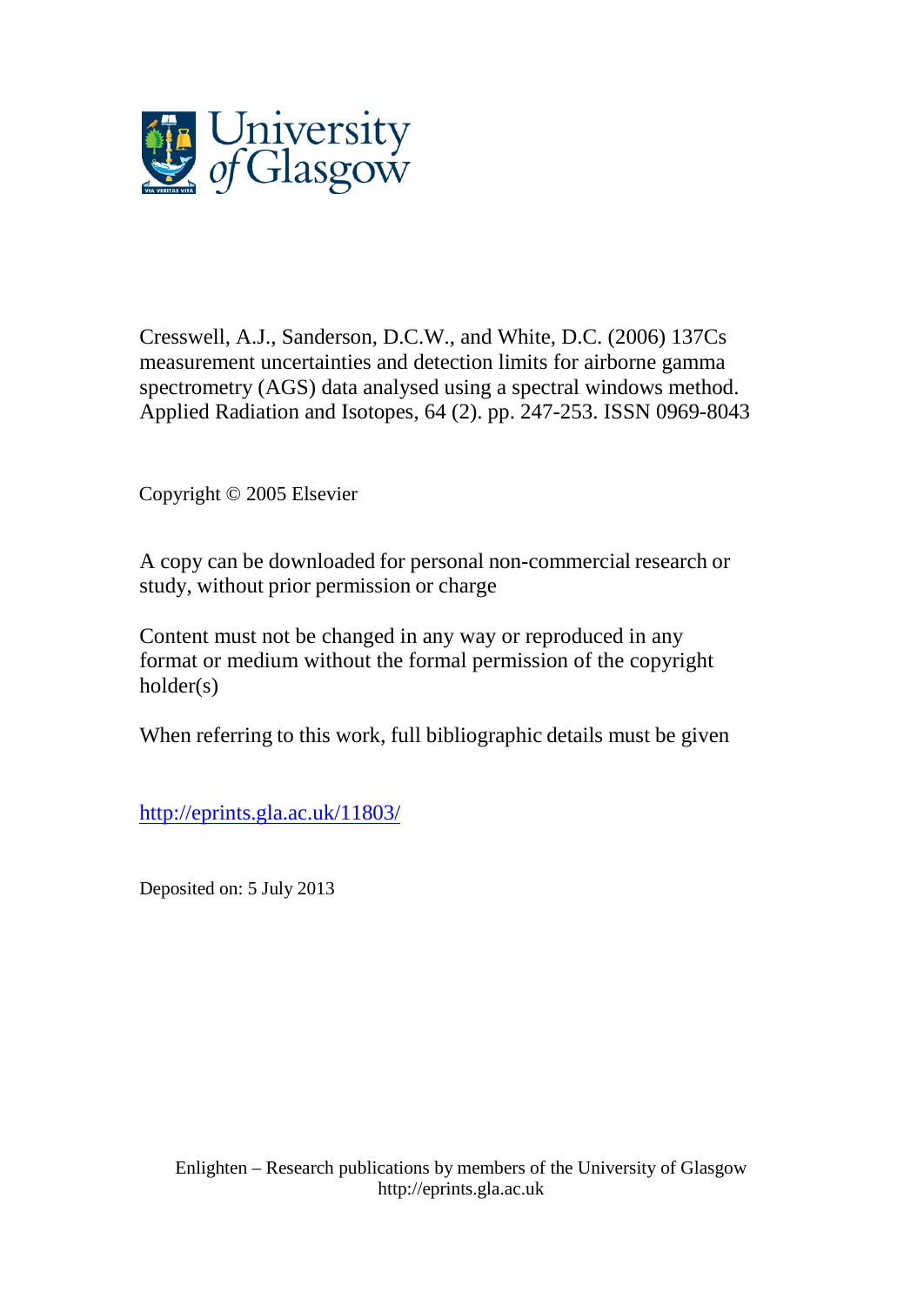University of Glasgow

Cresswell, A.J., Sanderson, D.C.W., and White, D.C. (2006) 137Cs measurement uncertainties and detection limits for airborne gamma spectrometry (AGS) data analysed using a spectral windows method. Applied Radiation and Isotopes, 64 (2). pp. 247-253. ISSN 0969-8043

Copyright © 2005 Elsevier

A copy can be downloaded for personal non-commercial research or study, without prior permission or charge

Content must not be changed in any way or reproduced in any format or medium without the formal permission of the copyright holder(s)

When referring to this work, full bibliographic details must be given

http://eprints.gla.ac.uk/11803/

Deposited on: 5 July 2013

Enlighten – Research publications by members of the University of Glasgow
http://eprints.gla.ac.uk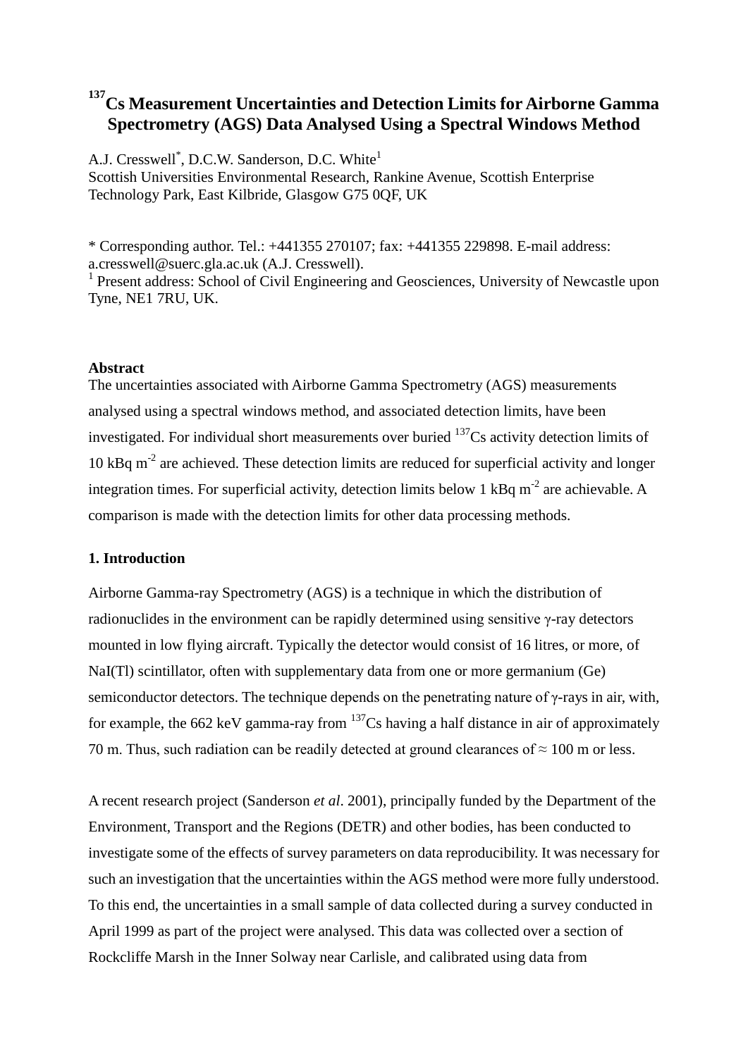# $^{137}$Cs Measurement Uncertainties and Detection Limits for Airborne Gamma Spectrometry (AGS) Data Analysed Using a Spectral Windows Method

A.J. Cresswell[*], D.C.W. Sanderson, D.C. White[1]
Scottish Universities Environmental Research, Rankine Avenue, Scottish Enterprise Technology Park, East Kilbride, Glasgow G75 0QF, UK

[*] Corresponding author. Tel.: +441355 270107; fax: +441355 229898. E-mail address: a.cresswell@suerc.gla.ac.uk (A.J. Cresswell).
[1] Present address: School of Civil Engineering and Geosciences, University of Newcastle upon Tyne, NE1 7RU, UK.

**Abstract**

The uncertainties associated with Airborne Gamma Spectrometry (AGS) measurements analysed using a spectral windows method, and associated detection limits, have been investigated. For individual short measurements over buried $^{137}$Cs activity detection limits of 10 kBq m$^{-2}$ are achieved. These detection limits are reduced for superficial activity and longer integration times. For superficial activity, detection limits below 1 kBq m$^{-2}$ are achievable. A comparison is made with the detection limits for other data processing methods.

## 1. Introduction

Airborne Gamma-ray Spectrometry (AGS) is a technique in which the distribution of radionuclides in the environment can be rapidly determined using sensitive γ-ray detectors mounted in low flying aircraft. Typically the detector would consist of 16 litres, or more, of NaI(Tl) scintillator, often with supplementary data from one or more germanium (Ge) semiconductor detectors. The technique depends on the penetrating nature of γ-rays in air, with, for example, the 662 keV gamma-ray from $^{137}$Cs having a half distance in air of approximately 70 m. Thus, such radiation can be readily detected at ground clearances of ≈ 100 m or less.

A recent research project (Sanderson *et al*. 2001), principally funded by the Department of the Environment, Transport and the Regions (DETR) and other bodies, has been conducted to investigate some of the effects of survey parameters on data reproducibility. It was necessary for such an investigation that the uncertainties within the AGS method were more fully understood. To this end, the uncertainties in a small sample of data collected during a survey conducted in April 1999 as part of the project were analysed. This data was collected over a section of Rockcliffe Marsh in the Inner Solway near Carlisle, and calibrated using data from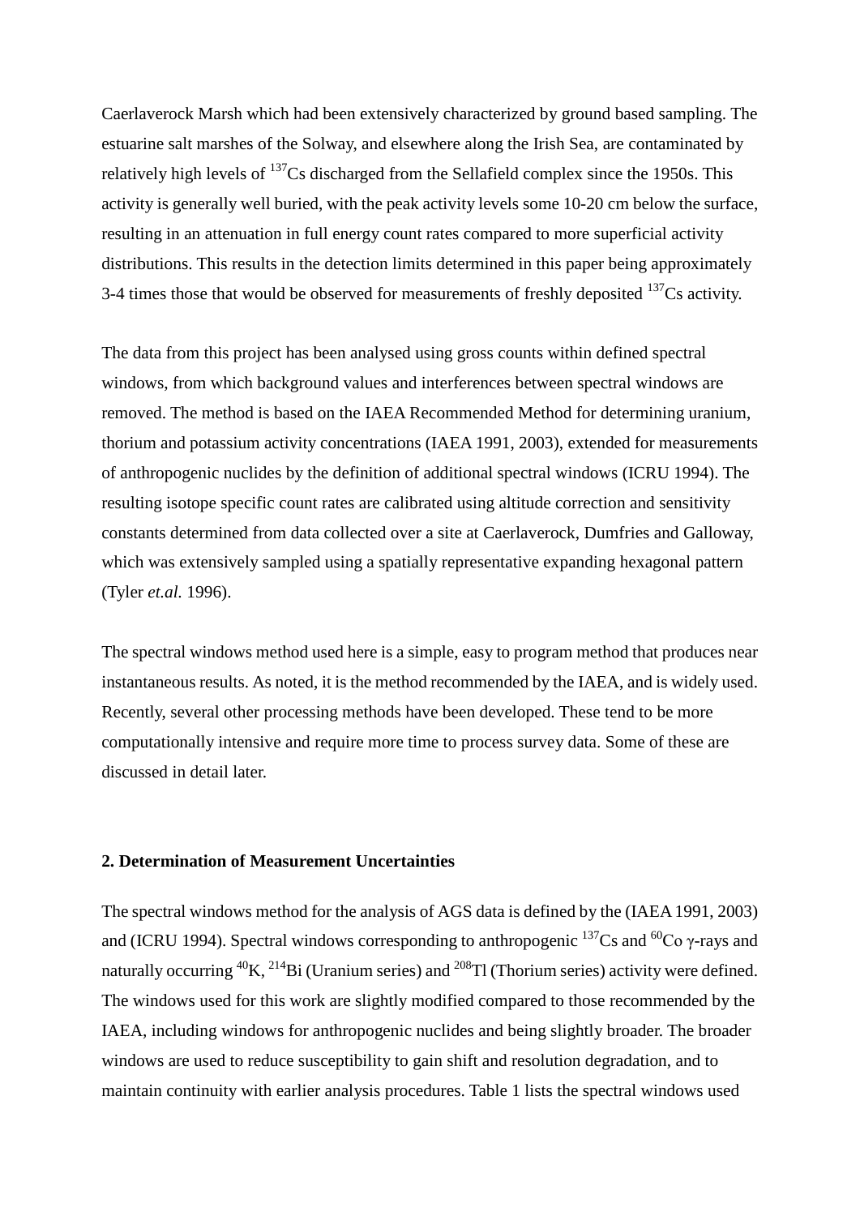Caerlaverock Marsh which had been extensively characterized by ground based sampling. The estuarine salt marshes of the Solway, and elsewhere along the Irish Sea, are contaminated by relatively high levels of $^{137}$Cs discharged from the Sellafield complex since the 1950s. This activity is generally well buried, with the peak activity levels some 10-20 cm below the surface, resulting in an attenuation in full energy count rates compared to more superficial activity distributions. This results in the detection limits determined in this paper being approximately 3-4 times those that would be observed for measurements of freshly deposited $^{137}$Cs activity.

The data from this project has been analysed using gross counts within defined spectral windows, from which background values and interferences between spectral windows are removed. The method is based on the IAEA Recommended Method for determining uranium, thorium and potassium activity concentrations (IAEA 1991, 2003), extended for measurements of anthropogenic nuclides by the definition of additional spectral windows (ICRU 1994). The resulting isotope specific count rates are calibrated using altitude correction and sensitivity constants determined from data collected over a site at Caerlaverock, Dumfries and Galloway, which was extensively sampled using a spatially representative expanding hexagonal pattern (Tyler *et.al.* 1996).

The spectral windows method used here is a simple, easy to program method that produces near instantaneous results. As noted, it is the method recommended by the IAEA, and is widely used. Recently, several other processing methods have been developed. These tend to be more computationally intensive and require more time to process survey data. Some of these are discussed in detail later.

## 2. Determination of Measurement Uncertainties

The spectral windows method for the analysis of AGS data is defined by the (IAEA 1991, 2003) and (ICRU 1994). Spectral windows corresponding to anthropogenic $^{137}$Cs and $^{60}$Co $\gamma$-rays and naturally occurring $^{40}$K, $^{214}$Bi (Uranium series) and $^{208}$Tl (Thorium series) activity were defined. The windows used for this work are slightly modified compared to those recommended by the IAEA, including windows for anthropogenic nuclides and being slightly broader. The broader windows are used to reduce susceptibility to gain shift and resolution degradation, and to maintain continuity with earlier analysis procedures. Table 1 lists the spectral windows used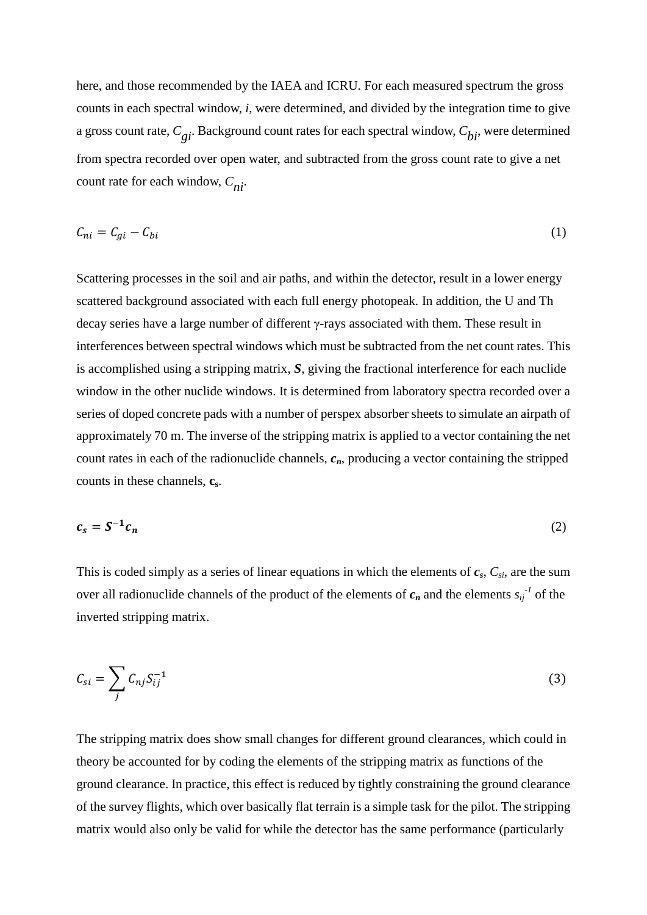here, and those recommended by the IAEA and ICRU. For each measured spectrum the gross counts in each spectral window, *i*, were determined, and divided by the integration time to give a gross count rate, $C_{gi}$. Background count rates for each spectral window, $C_{bi}$, were determined from spectra recorded over open water, and subtracted from the gross count rate to give a net count rate for each window, $C_{ni}$.

$$C_{ni} = C_{gi} - C_{bi} \tag{1}$$

Scattering processes in the soil and air paths, and within the detector, result in a lower energy scattered background associated with each full energy photopeak. In addition, the U and Th decay series have a large number of different γ-rays associated with them. These result in interferences between spectral windows which must be subtracted from the net count rates. This is accomplished using a stripping matrix, $\boldsymbol{S}$, giving the fractional interference for each nuclide window in the other nuclide windows. It is determined from laboratory spectra recorded over a series of doped concrete pads with a number of perspex absorber sheets to simulate an airpath of approximately 70 m. The inverse of the stripping matrix is applied to a vector containing the net count rates in each of the radionuclide channels, $\boldsymbol{c_n}$, producing a vector containing the stripped counts in these channels, $\mathbf{c_s}$.

$$\boldsymbol{c_s} = \boldsymbol{S^{-1}} \boldsymbol{c_n} \tag{2}$$

This is coded simply as a series of linear equations in which the elements of $\boldsymbol{c_s}$, $C_{si}$, are the sum over all radionuclide channels of the product of the elements of $\boldsymbol{c_n}$ and the elements $s_{ij}^{-1}$ of the inverted stripping matrix.

$$C_{si} = \sum_j C_{nj} S_{ij}^{-1} \tag{3}$$

The stripping matrix does show small changes for different ground clearances, which could in theory be accounted for by coding the elements of the stripping matrix as functions of the ground clearance. In practice, this effect is reduced by tightly constraining the ground clearance of the survey flights, which over basically flat terrain is a simple task for the pilot. The stripping matrix would also only be valid for while the detector has the same performance (particularly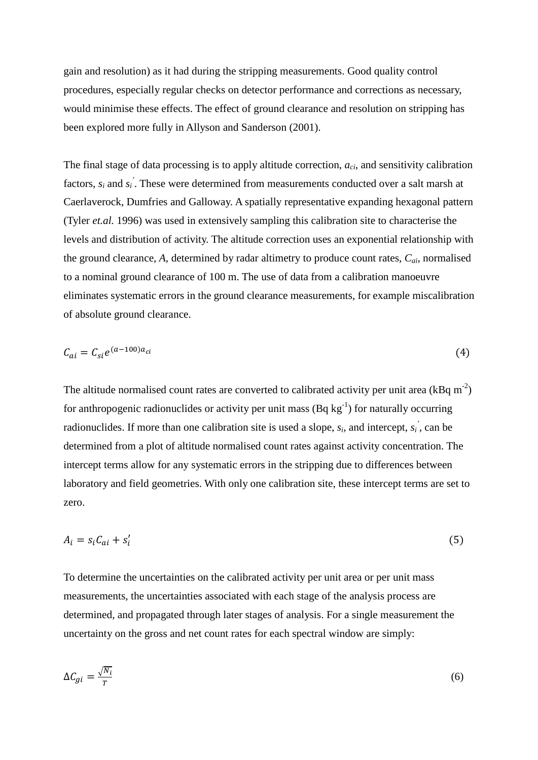gain and resolution) as it had during the stripping measurements. Good quality control procedures, especially regular checks on detector performance and corrections as necessary, would minimise these effects. The effect of ground clearance and resolution on stripping has been explored more fully in Allyson and Sanderson (2001).

The final stage of data processing is to apply altitude correction, $a_{ci}$, and sensitivity calibration factors, $s_i$ and $s_i'$. These were determined from measurements conducted over a salt marsh at Caerlaverock, Dumfries and Galloway. A spatially representative expanding hexagonal pattern (Tyler *et.al.* 1996) was used in extensively sampling this calibration site to characterise the levels and distribution of activity. The altitude correction uses an exponential relationship with the ground clearance, $A$, determined by radar altimetry to produce count rates, $C_{ai}$, normalised to a nominal ground clearance of 100 m. The use of data from a calibration manoeuvre eliminates systematic errors in the ground clearance measurements, for example miscalibration of absolute ground clearance.

$$C_{ai} = C_{si} e^{(a-100)a_{ci}} \tag{4}$$

The altitude normalised count rates are converted to calibrated activity per unit area (kBq $m^{-2}$) for anthropogenic radionuclides or activity per unit mass (Bq $kg^{-1}$) for naturally occurring radionuclides. If more than one calibration site is used a slope, $s_i$, and intercept, $s_i'$, can be determined from a plot of altitude normalised count rates against activity concentration. The intercept terms allow for any systematic errors in the stripping due to differences between laboratory and field geometries. With only one calibration site, these intercept terms are set to zero.

$$A_i = s_i C_{ai} + s_i' \tag{5}$$

To determine the uncertainties on the calibrated activity per unit area or per unit mass measurements, the uncertainties associated with each stage of the analysis process are determined, and propagated through later stages of analysis. For a single measurement the uncertainty on the gross and net count rates for each spectral window are simply:

$$\Delta C_{gi} = \frac{\sqrt{N_i}}{T} \tag{6}$$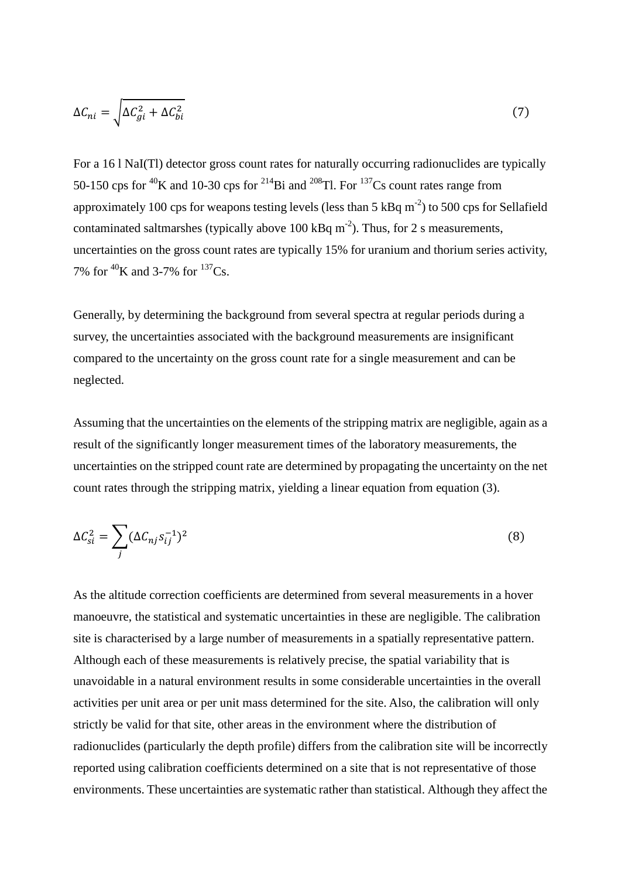$$\Delta C_{ni} = \sqrt{\Delta C_{gi}^2 + \Delta C_{bi}^2} \tag{7}$$

For a 16 l NaI(Tl) detector gross count rates for naturally occurring radionuclides are typically 50-150 cps for $^{40}K$ and 10-30 cps for $^{214}Bi$ and $^{208}Tl$. For $^{137}Cs$ count rates range from approximately 100 cps for weapons testing levels (less than 5 kBq m$^{-2}$) to 500 cps for Sellafield contaminated saltmarshes (typically above 100 kBq m$^{-2}$). Thus, for 2 s measurements, uncertainties on the gross count rates are typically 15% for uranium and thorium series activity, 7% for $^{40}K$ and 3-7% for $^{137}Cs$.

Generally, by determining the background from several spectra at regular periods during a survey, the uncertainties associated with the background measurements are insignificant compared to the uncertainty on the gross count rate for a single measurement and can be neglected.

Assuming that the uncertainties on the elements of the stripping matrix are negligible, again as a result of the significantly longer measurement times of the laboratory measurements, the uncertainties on the stripped count rate are determined by propagating the uncertainty on the net count rates through the stripping matrix, yielding a linear equation from equation (3).

$$\Delta C_{si}^2 = \sum_j (\Delta C_{nj} s_{ij}^{-1})^2 \tag{8}$$

As the altitude correction coefficients are determined from several measurements in a hover manoeuvre, the statistical and systematic uncertainties in these are negligible. The calibration site is characterised by a large number of measurements in a spatially representative pattern. Although each of these measurements is relatively precise, the spatial variability that is unavoidable in a natural environment results in some considerable uncertainties in the overall activities per unit area or per unit mass determined for the site. Also, the calibration will only strictly be valid for that site, other areas in the environment where the distribution of radionuclides (particularly the depth profile) differs from the calibration site will be incorrectly reported using calibration coefficients determined on a site that is not representative of those environments. These uncertainties are systematic rather than statistical. Although they affect the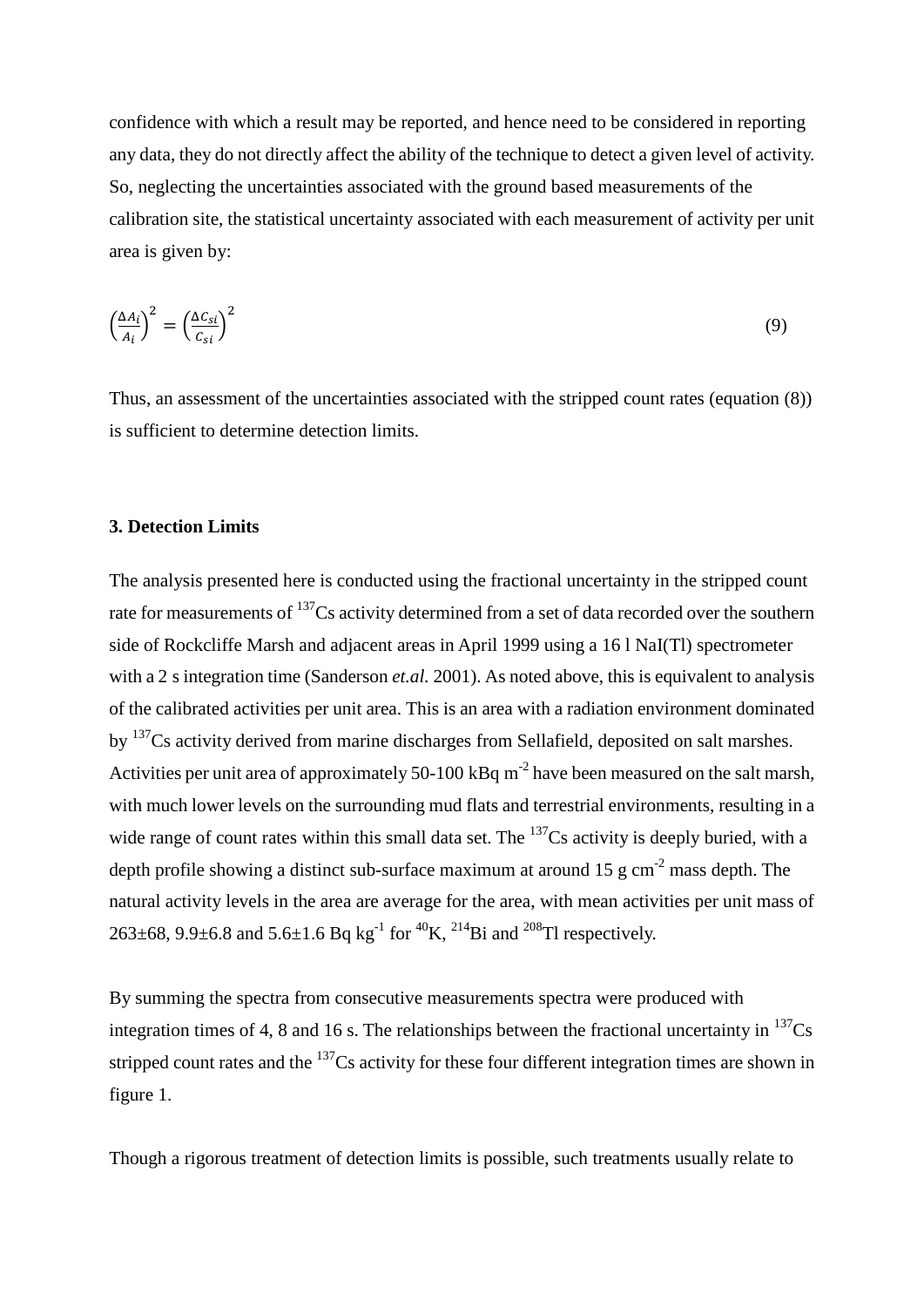confidence with which a result may be reported, and hence need to be considered in reporting any data, they do not directly affect the ability of the technique to detect a given level of activity. So, neglecting the uncertainties associated with the ground based measurements of the calibration site, the statistical uncertainty associated with each measurement of activity per unit area is given by:

$$\left(\frac{\Delta A_i}{A_i}\right)^2 = \left(\frac{\Delta C_{si}}{C_{si}}\right)^2 \tag{9}$$

Thus, an assessment of the uncertainties associated with the stripped count rates (equation (8)) is sufficient to determine detection limits.

### 3. Detection Limits

The analysis presented here is conducted using the fractional uncertainty in the stripped count rate for measurements of $^{137}$Cs activity determined from a set of data recorded over the southern side of Rockcliffe Marsh and adjacent areas in April 1999 using a 16 l NaI(Tl) spectrometer with a 2 s integration time (Sanderson *et.al.* 2001). As noted above, this is equivalent to analysis of the calibrated activities per unit area. This is an area with a radiation environment dominated by $^{137}$Cs activity derived from marine discharges from Sellafield, deposited on salt marshes. Activities per unit area of approximately 50-100 kBq m$^{-2}$ have been measured on the salt marsh, with much lower levels on the surrounding mud flats and terrestrial environments, resulting in a wide range of count rates within this small data set. The $^{137}$Cs activity is deeply buried, with a depth profile showing a distinct sub-surface maximum at around 15 g cm$^{-2}$ mass depth. The natural activity levels in the area are average for the area, with mean activities per unit mass of 263±68, 9.9±6.8 and 5.6±1.6 Bq kg$^{-1}$ for $^{40}$K, $^{214}$Bi and $^{208}$Tl respectively.

By summing the spectra from consecutive measurements spectra were produced with integration times of 4, 8 and 16 s. The relationships between the fractional uncertainty in $^{137}$Cs stripped count rates and the $^{137}$Cs activity for these four different integration times are shown in figure 1.

Though a rigorous treatment of detection limits is possible, such treatments usually relate to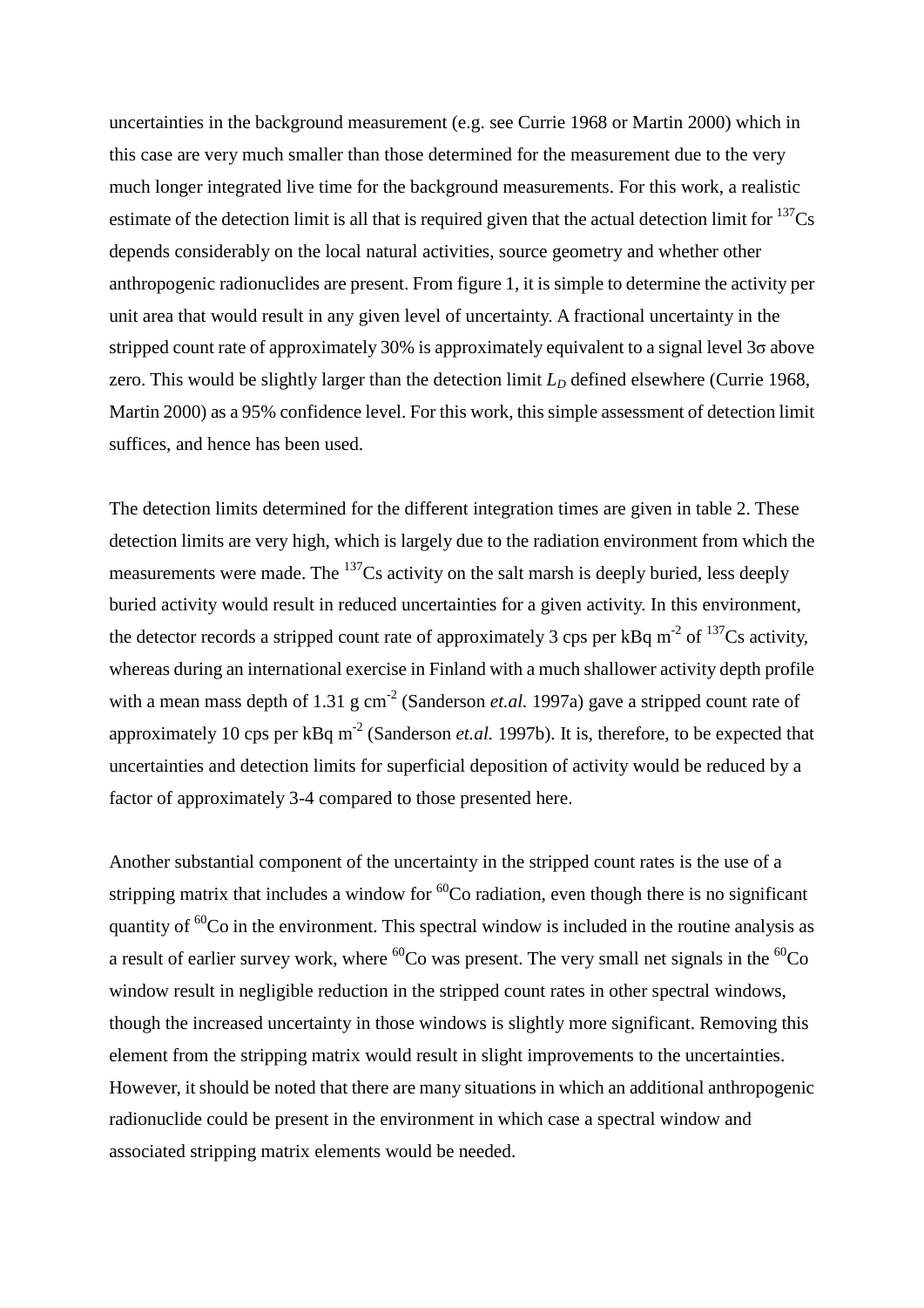uncertainties in the background measurement (e.g. see Currie 1968 or Martin 2000) which in this case are very much smaller than those determined for the measurement due to the very much longer integrated live time for the background measurements. For this work, a realistic estimate of the detection limit is all that is required given that the actual detection limit for $^{137}$Cs depends considerably on the local natural activities, source geometry and whether other anthropogenic radionuclides are present. From figure 1, it is simple to determine the activity per unit area that would result in any given level of uncertainty. A fractional uncertainty in the stripped count rate of approximately 30% is approximately equivalent to a signal level 3σ above zero. This would be slightly larger than the detection limit $L_D$ defined elsewhere (Currie 1968, Martin 2000) as a 95% confidence level. For this work, this simple assessment of detection limit suffices, and hence has been used.

The detection limits determined for the different integration times are given in table 2. These detection limits are very high, which is largely due to the radiation environment from which the measurements were made. The $^{137}$Cs activity on the salt marsh is deeply buried, less deeply buried activity would result in reduced uncertainties for a given activity. In this environment, the detector records a stripped count rate of approximately 3 cps per kBq m$^{-2}$ of $^{137}$Cs activity, whereas during an international exercise in Finland with a much shallower activity depth profile with a mean mass depth of 1.31 g cm$^{-2}$ (Sanderson *et.al.* 1997a) gave a stripped count rate of approximately 10 cps per kBq m$^{-2}$ (Sanderson *et.al.* 1997b). It is, therefore, to be expected that uncertainties and detection limits for superficial deposition of activity would be reduced by a factor of approximately 3-4 compared to those presented here.

Another substantial component of the uncertainty in the stripped count rates is the use of a stripping matrix that includes a window for $^{60}$Co radiation, even though there is no significant quantity of $^{60}$Co in the environment. This spectral window is included in the routine analysis as a result of earlier survey work, where $^{60}$Co was present. The very small net signals in the $^{60}$Co window result in negligible reduction in the stripped count rates in other spectral windows, though the increased uncertainty in those windows is slightly more significant. Removing this element from the stripping matrix would result in slight improvements to the uncertainties. However, it should be noted that there are many situations in which an additional anthropogenic radionuclide could be present in the environment in which case a spectral window and associated stripping matrix elements would be needed.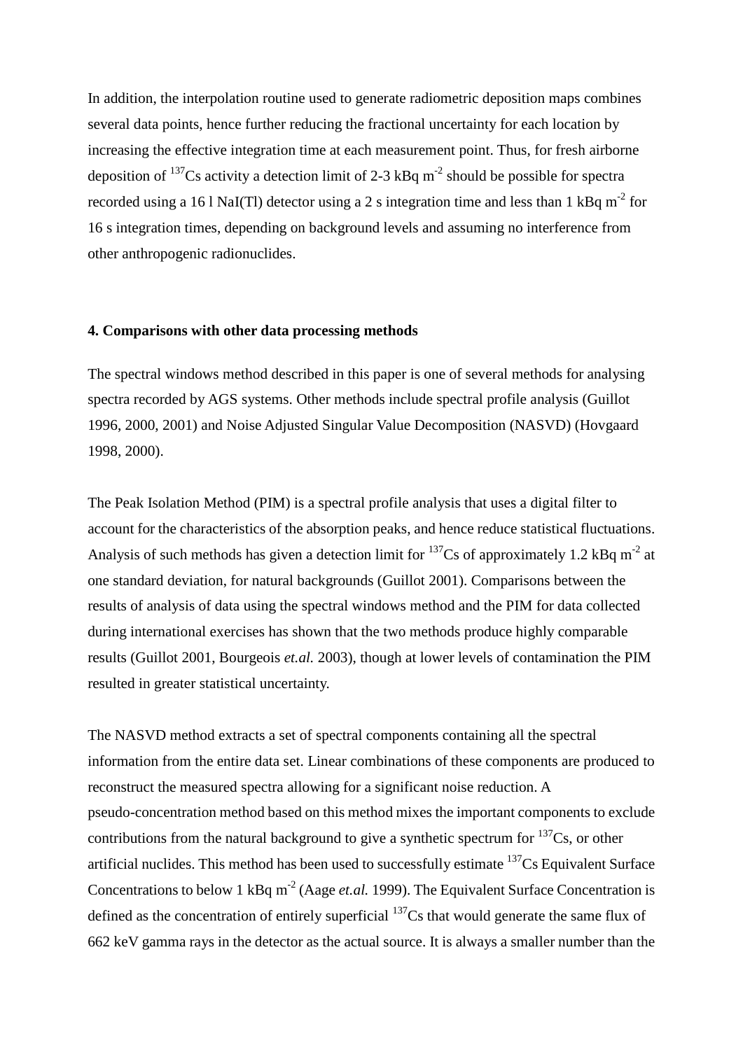In addition, the interpolation routine used to generate radiometric deposition maps combines several data points, hence further reducing the fractional uncertainty for each location by increasing the effective integration time at each measurement point. Thus, for fresh airborne deposition of $^{137}$Cs activity a detection limit of 2-3 kBq m$^{-2}$ should be possible for spectra recorded using a 16 l NaI(Tl) detector using a 2 s integration time and less than 1 kBq m$^{-2}$ for 16 s integration times, depending on background levels and assuming no interference from other anthropogenic radionuclides.

**4. Comparisons with other data processing methods**

The spectral windows method described in this paper is one of several methods for analysing spectra recorded by AGS systems. Other methods include spectral profile analysis (Guillot 1996, 2000, 2001) and Noise Adjusted Singular Value Decomposition (NASVD) (Hovgaard 1998, 2000).

The Peak Isolation Method (PIM) is a spectral profile analysis that uses a digital filter to account for the characteristics of the absorption peaks, and hence reduce statistical fluctuations. Analysis of such methods has given a detection limit for $^{137}$Cs of approximately 1.2 kBq m$^{-2}$ at one standard deviation, for natural backgrounds (Guillot 2001). Comparisons between the results of analysis of data using the spectral windows method and the PIM for data collected during international exercises has shown that the two methods produce highly comparable results (Guillot 2001, Bourgeois *et.al.* 2003), though at lower levels of contamination the PIM resulted in greater statistical uncertainty.

The NASVD method extracts a set of spectral components containing all the spectral information from the entire data set. Linear combinations of these components are produced to reconstruct the measured spectra allowing for a significant noise reduction. A pseudo-concentration method based on this method mixes the important components to exclude contributions from the natural background to give a synthetic spectrum for $^{137}$Cs, or other artificial nuclides. This method has been used to successfully estimate $^{137}$Cs Equivalent Surface Concentrations to below 1 kBq m$^{-2}$ (Aage *et.al.* 1999). The Equivalent Surface Concentration is defined as the concentration of entirely superficial $^{137}$Cs that would generate the same flux of 662 keV gamma rays in the detector as the actual source. It is always a smaller number than the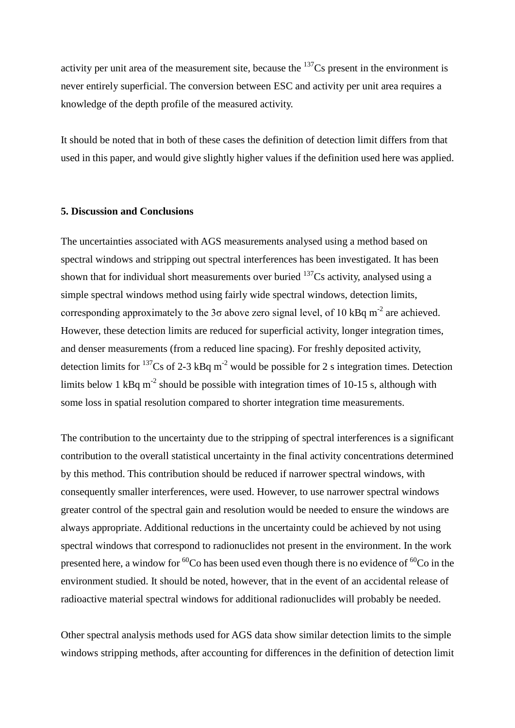activity per unit area of the measurement site, because the $^{137}$Cs present in the environment is never entirely superficial. The conversion between ESC and activity per unit area requires a knowledge of the depth profile of the measured activity.

It should be noted that in both of these cases the definition of detection limit differs from that used in this paper, and would give slightly higher values if the definition used here was applied.

## 5. Discussion and Conclusions

The uncertainties associated with AGS measurements analysed using a method based on spectral windows and stripping out spectral interferences has been investigated. It has been shown that for individual short measurements over buried $^{137}$Cs activity, analysed using a simple spectral windows method using fairly wide spectral windows, detection limits, corresponding approximately to the $3\sigma$ above zero signal level, of 10 kBq m$^{-2}$ are achieved. However, these detection limits are reduced for superficial activity, longer integration times, and denser measurements (from a reduced line spacing). For freshly deposited activity, detection limits for $^{137}$Cs of 2-3 kBq m$^{-2}$ would be possible for 2 s integration times. Detection limits below 1 kBq m$^{-2}$ should be possible with integration times of 10-15 s, although with some loss in spatial resolution compared to shorter integration time measurements.

The contribution to the uncertainty due to the stripping of spectral interferences is a significant contribution to the overall statistical uncertainty in the final activity concentrations determined by this method. This contribution should be reduced if narrower spectral windows, with consequently smaller interferences, were used. However, to use narrower spectral windows greater control of the spectral gain and resolution would be needed to ensure the windows are always appropriate. Additional reductions in the uncertainty could be achieved by not using spectral windows that correspond to radionuclides not present in the environment. In the work presented here, a window for $^{60}$Co has been used even though there is no evidence of $^{60}$Co in the environment studied. It should be noted, however, that in the event of an accidental release of radioactive material spectral windows for additional radionuclides will probably be needed.

Other spectral analysis methods used for AGS data show similar detection limits to the simple windows stripping methods, after accounting for differences in the definition of detection limit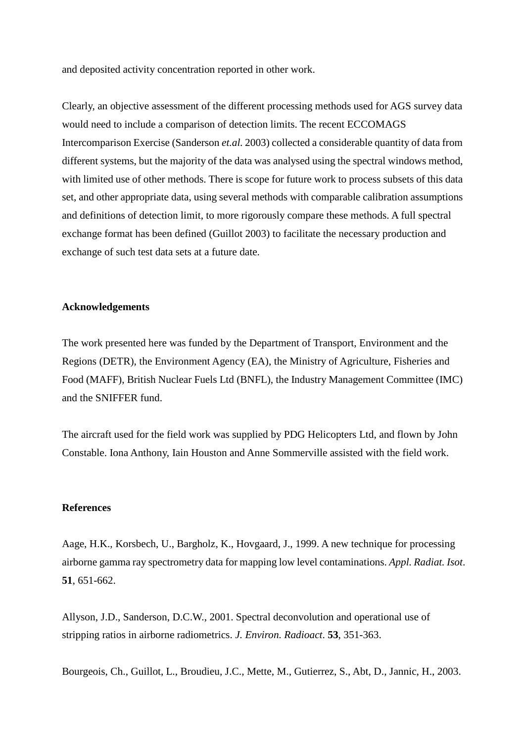and deposited activity concentration reported in other work.

Clearly, an objective assessment of the different processing methods used for AGS survey data would need to include a comparison of detection limits. The recent ECCOMAGS Intercomparison Exercise (Sanderson *et.al.* 2003) collected a considerable quantity of data from different systems, but the majority of the data was analysed using the spectral windows method, with limited use of other methods. There is scope for future work to process subsets of this data set, and other appropriate data, using several methods with comparable calibration assumptions and definitions of detection limit, to more rigorously compare these methods. A full spectral exchange format has been defined (Guillot 2003) to facilitate the necessary production and exchange of such test data sets at a future date.

**Acknowledgements**

The work presented here was funded by the Department of Transport, Environment and the Regions (DETR), the Environment Agency (EA), the Ministry of Agriculture, Fisheries and Food (MAFF), British Nuclear Fuels Ltd (BNFL), the Industry Management Committee (IMC) and the SNIFFER fund.

The aircraft used for the field work was supplied by PDG Helicopters Ltd, and flown by John Constable. Iona Anthony, Iain Houston and Anne Sommerville assisted with the field work.

**References**

Aage, H.K., Korsbech, U., Bargholz, K., Hovgaard, J., 1999. A new technique for processing airborne gamma ray spectrometry data for mapping low level contaminations. *Appl. Radiat. Isot*. **51**, 651-662.

Allyson, J.D., Sanderson, D.C.W., 2001. Spectral deconvolution and operational use of stripping ratios in airborne radiometrics. *J. Environ. Radioact*. **53**, 351-363.

Bourgeois, Ch., Guillot, L., Broudieu, J.C., Mette, M., Gutierrez, S., Abt, D., Jannic, H., 2003.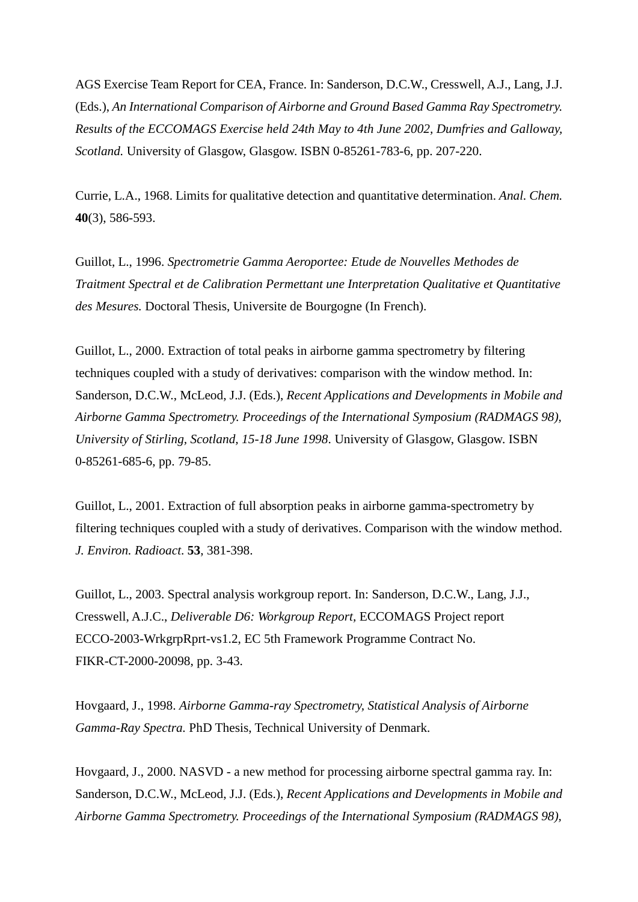AGS Exercise Team Report for CEA, France. In: Sanderson, D.C.W., Cresswell, A.J., Lang, J.J. (Eds.), *An International Comparison of Airborne and Ground Based Gamma Ray Spectrometry. Results of the ECCOMAGS Exercise held 24th May to 4th June 2002, Dumfries and Galloway, Scotland.* University of Glasgow, Glasgow. ISBN 0-85261-783-6, pp. 207-220.

Currie, L.A., 1968. Limits for qualitative detection and quantitative determination. *Anal. Chem.* **40**(3), 586-593.

Guillot, L., 1996. *Spectrometrie Gamma Aeroportee: Etude de Nouvelles Methodes de Traitment Spectral et de Calibration Permettant une Interpretation Qualitative et Quantitative des Mesures.* Doctoral Thesis, Universite de Bourgogne (In French).

Guillot, L., 2000. Extraction of total peaks in airborne gamma spectrometry by filtering techniques coupled with a study of derivatives: comparison with the window method. In: Sanderson, D.C.W., McLeod, J.J. (Eds.), *Recent Applications and Developments in Mobile and Airborne Gamma Spectrometry. Proceedings of the International Symposium (RADMAGS 98), University of Stirling, Scotland, 15-18 June 1998*. University of Glasgow, Glasgow. ISBN 0-85261-685-6, pp. 79-85.

Guillot, L., 2001. Extraction of full absorption peaks in airborne gamma-spectrometry by filtering techniques coupled with a study of derivatives. Comparison with the window method. *J. Environ. Radioact*. **53**, 381-398.

Guillot, L., 2003. Spectral analysis workgroup report. In: Sanderson, D.C.W., Lang, J.J., Cresswell, A.J.C., *Deliverable D6: Workgroup Report,* ECCOMAGS Project report ECCO-2003-WrkgrpRprt-vs1.2, EC 5th Framework Programme Contract No. FIKR-CT-2000-20098, pp. 3-43.

Hovgaard, J., 1998. *Airborne Gamma-ray Spectrometry, Statistical Analysis of Airborne Gamma-Ray Spectra.* PhD Thesis, Technical University of Denmark.

Hovgaard, J., 2000. NASVD - a new method for processing airborne spectral gamma ray. In: Sanderson, D.C.W., McLeod, J.J. (Eds.), *Recent Applications and Developments in Mobile and Airborne Gamma Spectrometry. Proceedings of the International Symposium (RADMAGS 98),*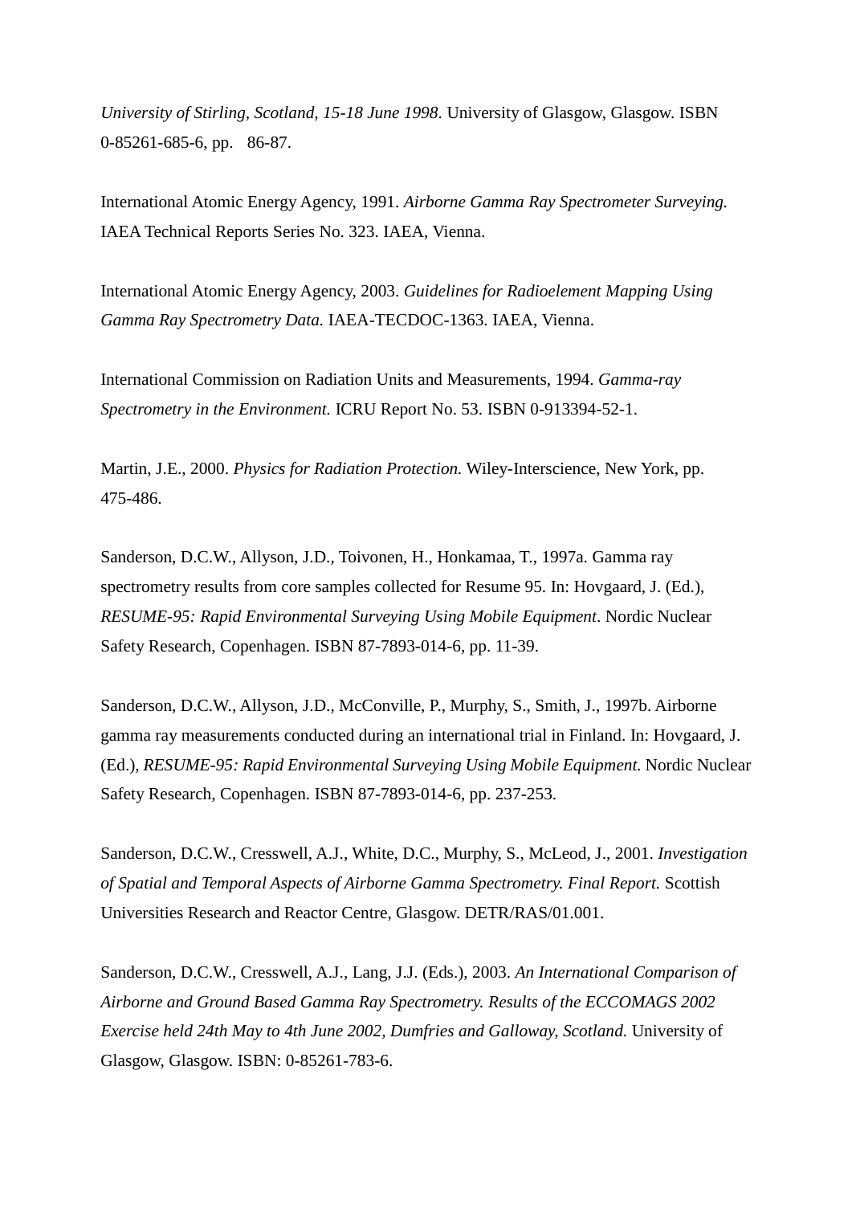*University of Stirling, Scotland, 15-18 June 1998*. University of Glasgow, Glasgow. ISBN 0-85261-685-6, pp. 86-87.

International Atomic Energy Agency, 1991. *Airborne Gamma Ray Spectrometer Surveying.* IAEA Technical Reports Series No. 323. IAEA, Vienna.

International Atomic Energy Agency, 2003. *Guidelines for Radioelement Mapping Using Gamma Ray Spectrometry Data.* IAEA-TECDOC-1363. IAEA, Vienna.

International Commission on Radiation Units and Measurements, 1994. *Gamma-ray Spectrometry in the Environment.* ICRU Report No. 53. ISBN 0-913394-52-1.

Martin, J.E., 2000. *Physics for Radiation Protection.* Wiley-Interscience, New York, pp. 475-486.

Sanderson, D.C.W., Allyson, J.D., Toivonen, H., Honkamaa, T., 1997a. Gamma ray spectrometry results from core samples collected for Resume 95. In: Hovgaard, J. (Ed.), *RESUME-95: Rapid Environmental Surveying Using Mobile Equipment*. Nordic Nuclear Safety Research, Copenhagen. ISBN 87-7893-014-6, pp. 11-39.

Sanderson, D.C.W., Allyson, J.D., McConville, P., Murphy, S., Smith, J., 1997b. Airborne gamma ray measurements conducted during an international trial in Finland. In: Hovgaard, J. (Ed.), *RESUME-95: Rapid Environmental Surveying Using Mobile Equipment.* Nordic Nuclear Safety Research, Copenhagen. ISBN 87-7893-014-6, pp. 237-253.

Sanderson, D.C.W., Cresswell, A.J., White, D.C., Murphy, S., McLeod, J., 2001. *Investigation of Spatial and Temporal Aspects of Airborne Gamma Spectrometry. Final Report.* Scottish Universities Research and Reactor Centre, Glasgow. DETR/RAS/01.001.

Sanderson, D.C.W., Cresswell, A.J., Lang, J.J. (Eds.), 2003. *An International Comparison of Airborne and Ground Based Gamma Ray Spectrometry. Results of the ECCOMAGS 2002 Exercise held 24th May to 4th June 2002, Dumfries and Galloway, Scotland.* University of Glasgow, Glasgow. ISBN: 0-85261-783-6.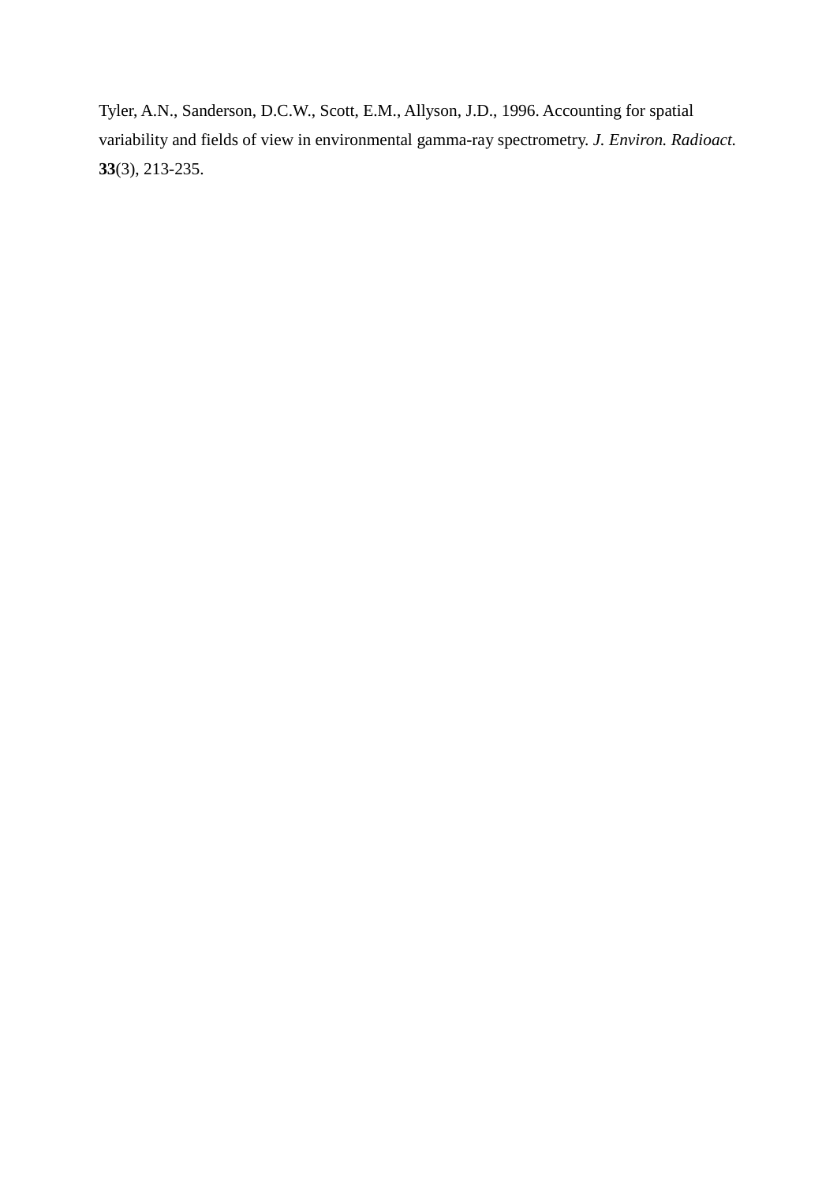Tyler, A.N., Sanderson, D.C.W., Scott, E.M., Allyson, J.D., 1996. Accounting for spatial variability and fields of view in environmental gamma-ray spectrometry. *J. Environ. Radioact.* **33**(3), 213-235.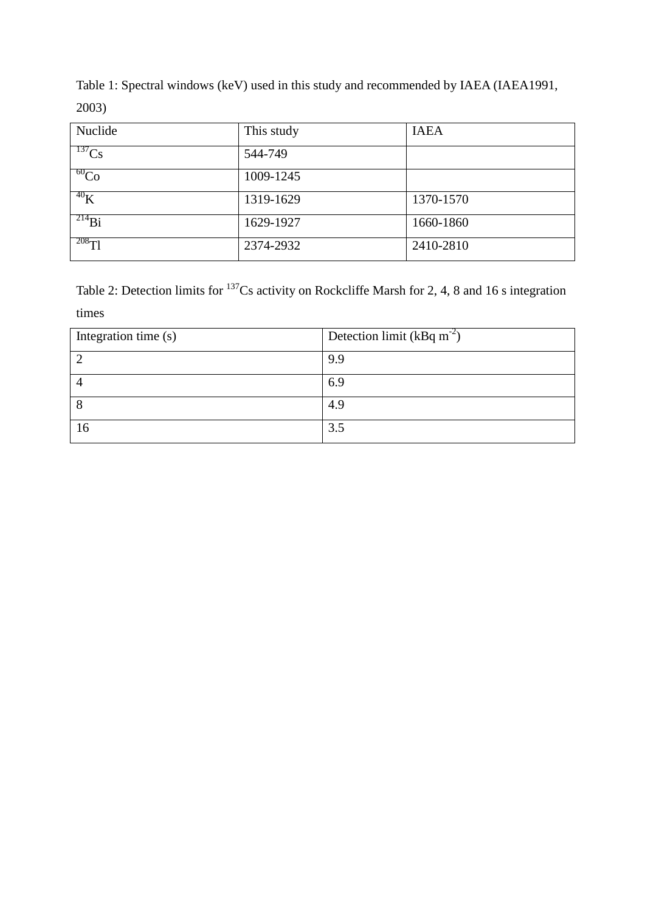Table 1: Spectral windows (keV) used in this study and recommended by IAEA (IAEA1991, 2003)

| Nuclide | This study | IAEA |
| --- | --- | --- |
| $^{137}$Cs | 544-749 | |
| $^{60}$Co | 1009-1245 | |
| $^{40}$K | 1319-1629 | 1370-1570 |
| $^{214}$Bi | 1629-1927 | 1660-1860 |
| $^{208}$Tl | 2374-2932 | 2410-2810 |

Table 2: Detection limits for $^{137}$Cs activity on Rockcliffe Marsh for 2, 4, 8 and 16 s integration times

| Integration time (s) | Detection limit (kBq m$^{-2}$) |
| --- | --- |
| 2 | 9.9 |
| 4 | 6.9 |
| 8 | 4.9 |
| 16 | 3.5 |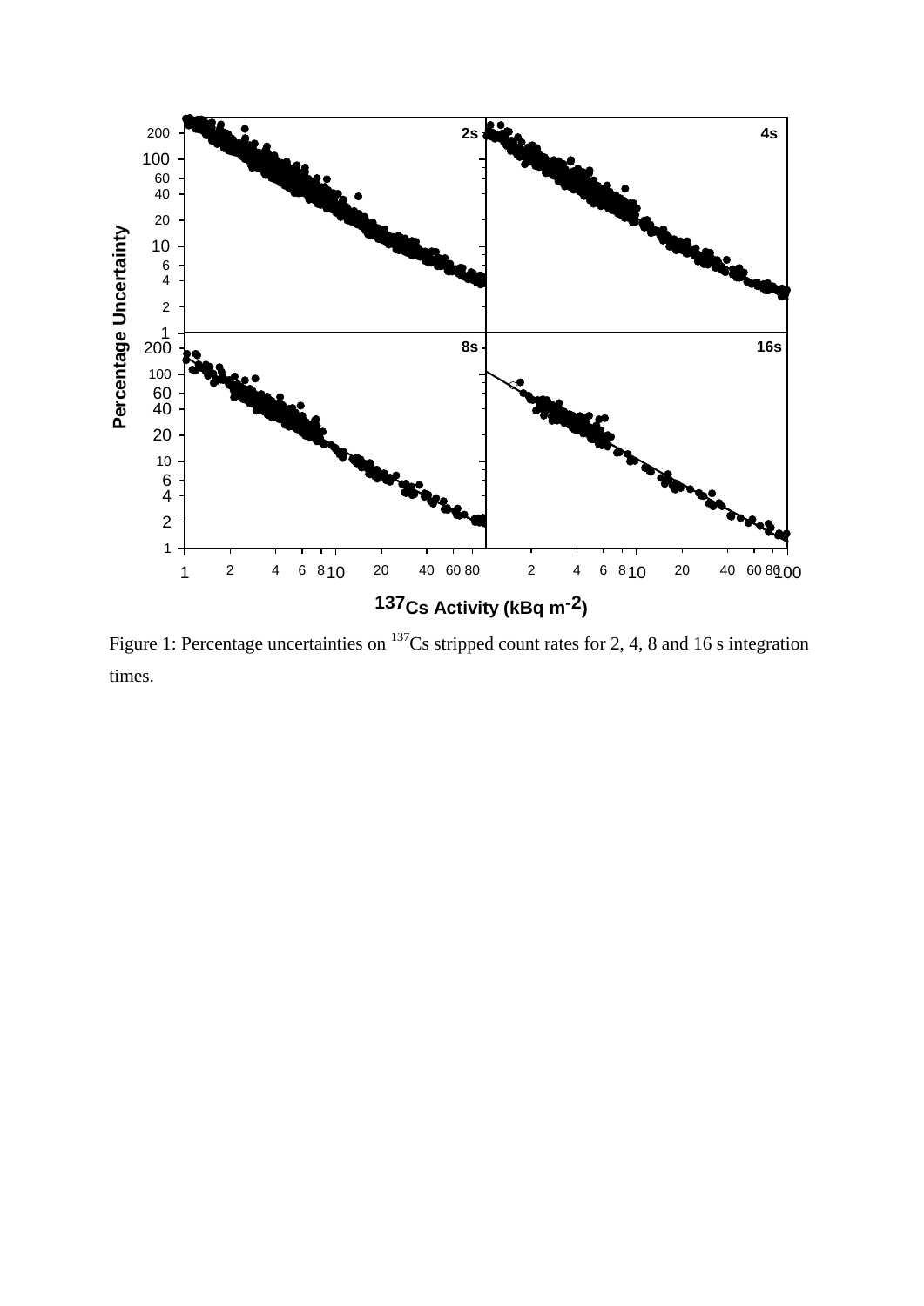200
100
60
40
20
10
6
4
2
1
2s
4s
Percentage Uncertainty
200
100
60
40
20
10
6
4
2
1
8s
16s
1 2 4 6 8 10 20 40 60 80 2 4 6 8 10 20 40 60 80 100

$^{137}$Cs Activity (kBq m$^{-2}$)

Figure 1: Percentage uncertainties on $^{137}$Cs stripped count rates for 2, 4, 8 and 16 s integration times.